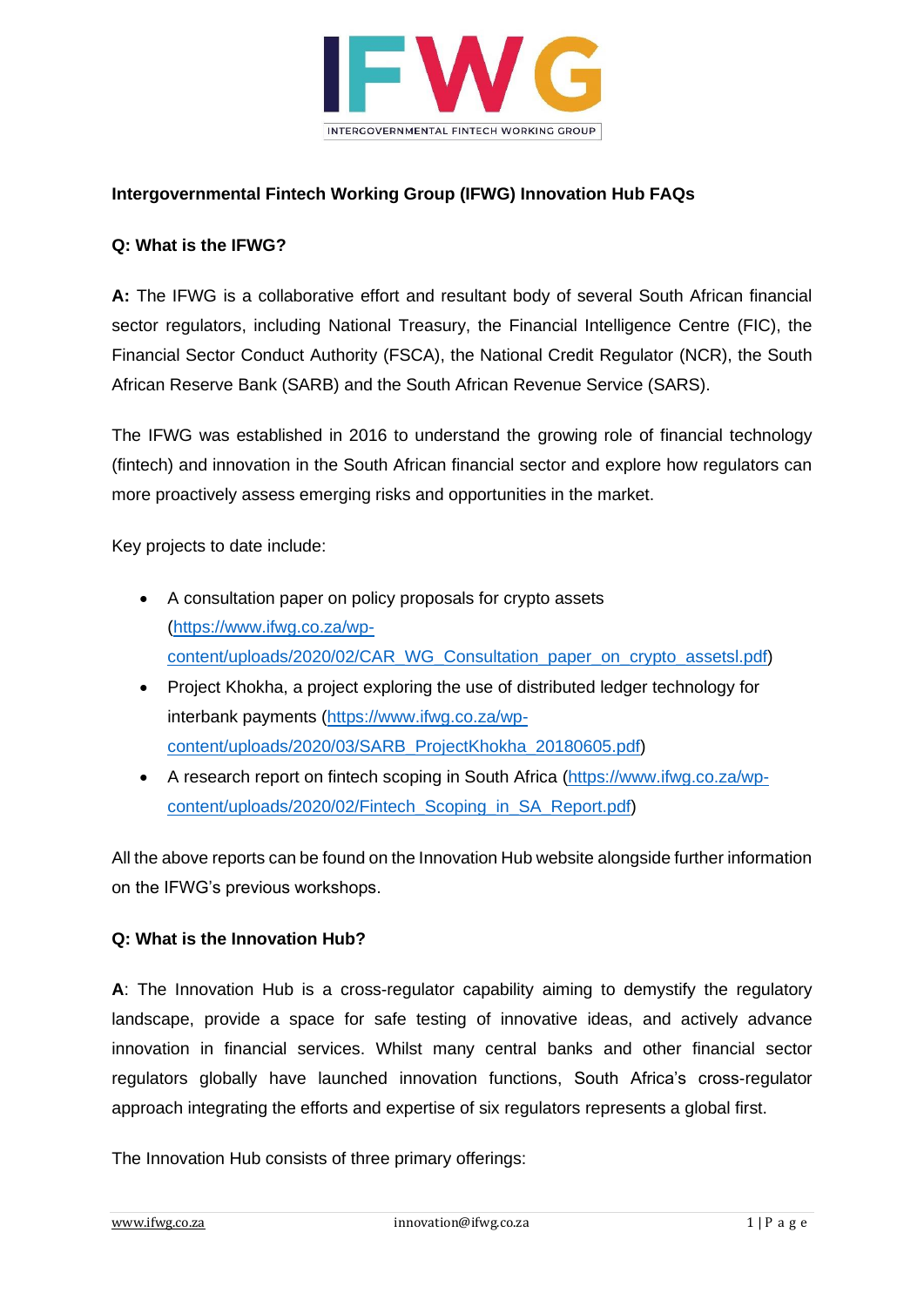**Intergovernmental Fintech Working Group (IFWG) Innovation Hub FAQs**

**Q: What is the IFWG?**

**A:** The IFWG is a collaborative effort and resultant body of several South African financial sector regulators, including National Treasury, the Financial Intelligence Centre (FIC), the Financial Sector Conduct Authority (FSCA), the National Credit Regulator (NCR), the South African Reserve Bank (SARB) and the South African Revenue Service (SARS).

The IFWG was established in 2016 to understand the growing role of financial technology (fintech) and innovation in the South African financial sector and explore how regulators can more proactively assess emerging risks and opportunities in the market.

Key projects to date include:

- A consultation paper on policy proposals for crypto assets (https://www.ifwg.co.za/wp-content/uploads/2020/02/CAR_WG_Consultation_paper_on_crypto_assetsl.pdf)
- Project Khokha, a project exploring the use of distributed ledger technology for interbank payments (https://www.ifwg.co.za/wp-content/uploads/2020/03/SARB_ProjectKhokha_20180605.pdf)
- A research report on fintech scoping in South Africa (https://www.ifwg.co.za/wp-content/uploads/2020/02/Fintech_Scoping_in_SA_Report.pdf)

All the above reports can be found on the Innovation Hub website alongside further information on the IFWG's previous workshops.

**Q: What is the Innovation Hub?**

**A**: The Innovation Hub is a cross-regulator capability aiming to demystify the regulatory landscape, provide a space for safe testing of innovative ideas, and actively advance innovation in financial services. Whilst many central banks and other financial sector regulators globally have launched innovation functions, South Africa's cross-regulator approach integrating the efforts and expertise of six regulators represents a global first.

The Innovation Hub consists of three primary offerings: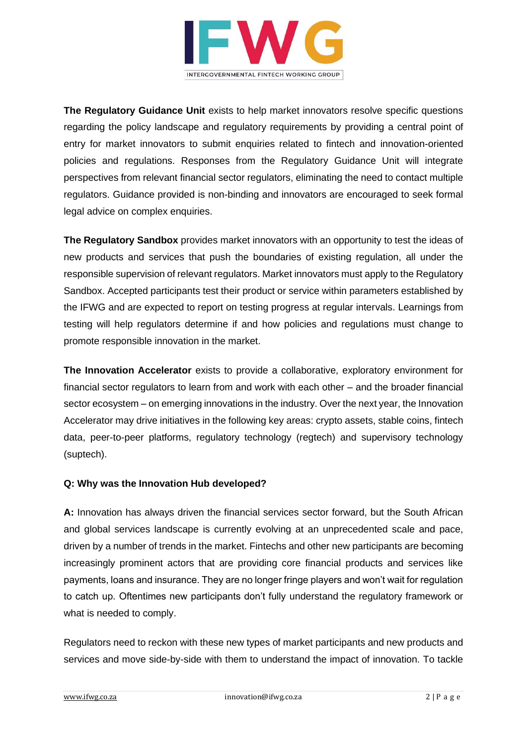**The Regulatory Guidance Unit** exists to help market innovators resolve specific questions regarding the policy landscape and regulatory requirements by providing a central point of entry for market innovators to submit enquiries related to fintech and innovation-oriented policies and regulations. Responses from the Regulatory Guidance Unit will integrate perspectives from relevant financial sector regulators, eliminating the need to contact multiple regulators. Guidance provided is non-binding and innovators are encouraged to seek formal legal advice on complex enquiries.

**The Regulatory Sandbox** provides market innovators with an opportunity to test the ideas of new products and services that push the boundaries of existing regulation, all under the responsible supervision of relevant regulators. Market innovators must apply to the Regulatory Sandbox. Accepted participants test their product or service within parameters established by the IFWG and are expected to report on testing progress at regular intervals. Learnings from testing will help regulators determine if and how policies and regulations must change to promote responsible innovation in the market.

**The Innovation Accelerator** exists to provide a collaborative, exploratory environment for financial sector regulators to learn from and work with each other – and the broader financial sector ecosystem – on emerging innovations in the industry. Over the next year, the Innovation Accelerator may drive initiatives in the following key areas: crypto assets, stable coins, fintech data, peer-to-peer platforms, regulatory technology (regtech) and supervisory technology (suptech).

**Q: Why was the Innovation Hub developed?**

**A:** Innovation has always driven the financial services sector forward, but the South African and global services landscape is currently evolving at an unprecedented scale and pace, driven by a number of trends in the market. Fintechs and other new participants are becoming increasingly prominent actors that are providing core financial products and services like payments, loans and insurance. They are no longer fringe players and won't wait for regulation to catch up. Oftentimes new participants don't fully understand the regulatory framework or what is needed to comply.

Regulators need to reckon with these new types of market participants and new products and services and move side-by-side with them to understand the impact of innovation. To tackle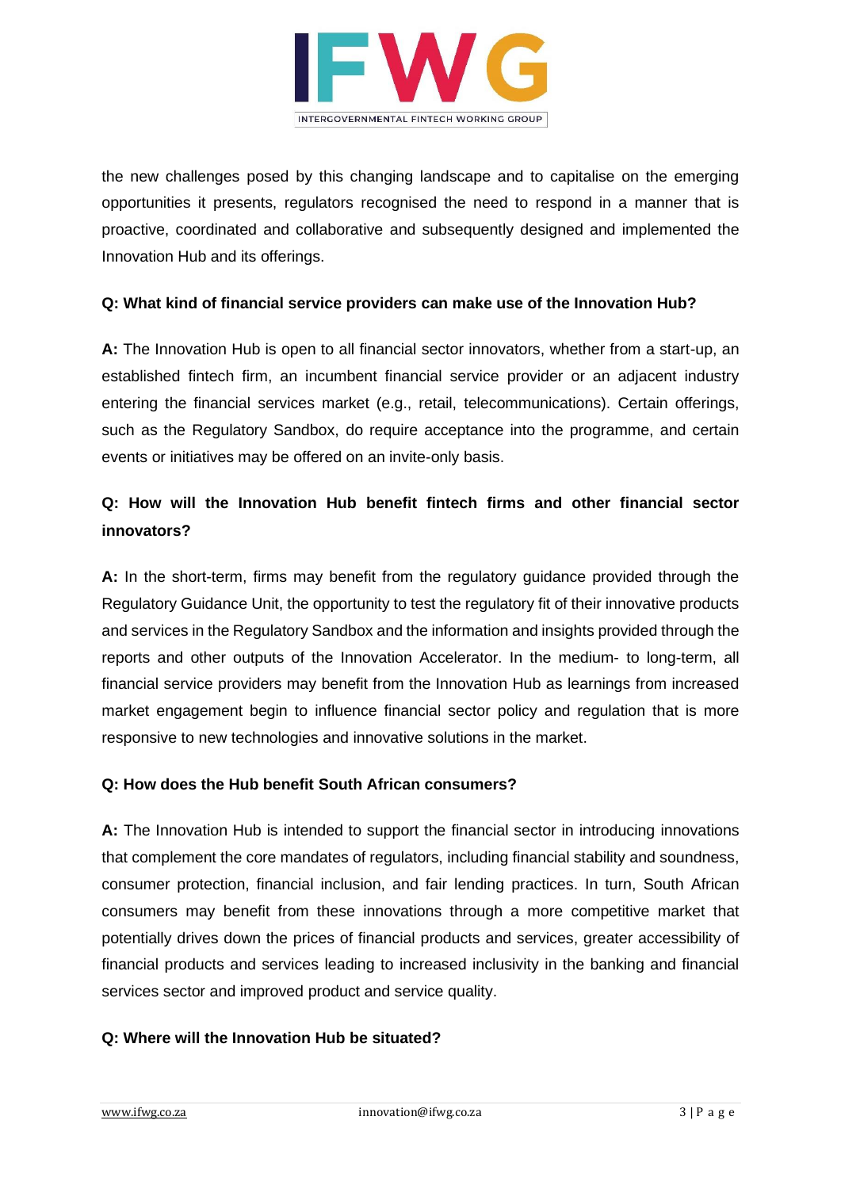the new challenges posed by this changing landscape and to capitalise on the emerging opportunities it presents, regulators recognised the need to respond in a manner that is proactive, coordinated and collaborative and subsequently designed and implemented the Innovation Hub and its offerings.

**Q: What kind of financial service providers can make use of the Innovation Hub?**

**A:** The Innovation Hub is open to all financial sector innovators, whether from a start-up, an established fintech firm, an incumbent financial service provider or an adjacent industry entering the financial services market (e.g., retail, telecommunications). Certain offerings, such as the Regulatory Sandbox, do require acceptance into the programme, and certain events or initiatives may be offered on an invite-only basis.

**Q: How will the Innovation Hub benefit fintech firms and other financial sector innovators?**

**A:** In the short-term, firms may benefit from the regulatory guidance provided through the Regulatory Guidance Unit, the opportunity to test the regulatory fit of their innovative products and services in the Regulatory Sandbox and the information and insights provided through the reports and other outputs of the Innovation Accelerator. In the medium- to long-term, all financial service providers may benefit from the Innovation Hub as learnings from increased market engagement begin to influence financial sector policy and regulation that is more responsive to new technologies and innovative solutions in the market.

**Q: How does the Hub benefit South African consumers?**

**A:** The Innovation Hub is intended to support the financial sector in introducing innovations that complement the core mandates of regulators, including financial stability and soundness, consumer protection, financial inclusion, and fair lending practices. In turn, South African consumers may benefit from these innovations through a more competitive market that potentially drives down the prices of financial products and services, greater accessibility of financial products and services leading to increased inclusivity in the banking and financial services sector and improved product and service quality.

**Q: Where will the Innovation Hub be situated?**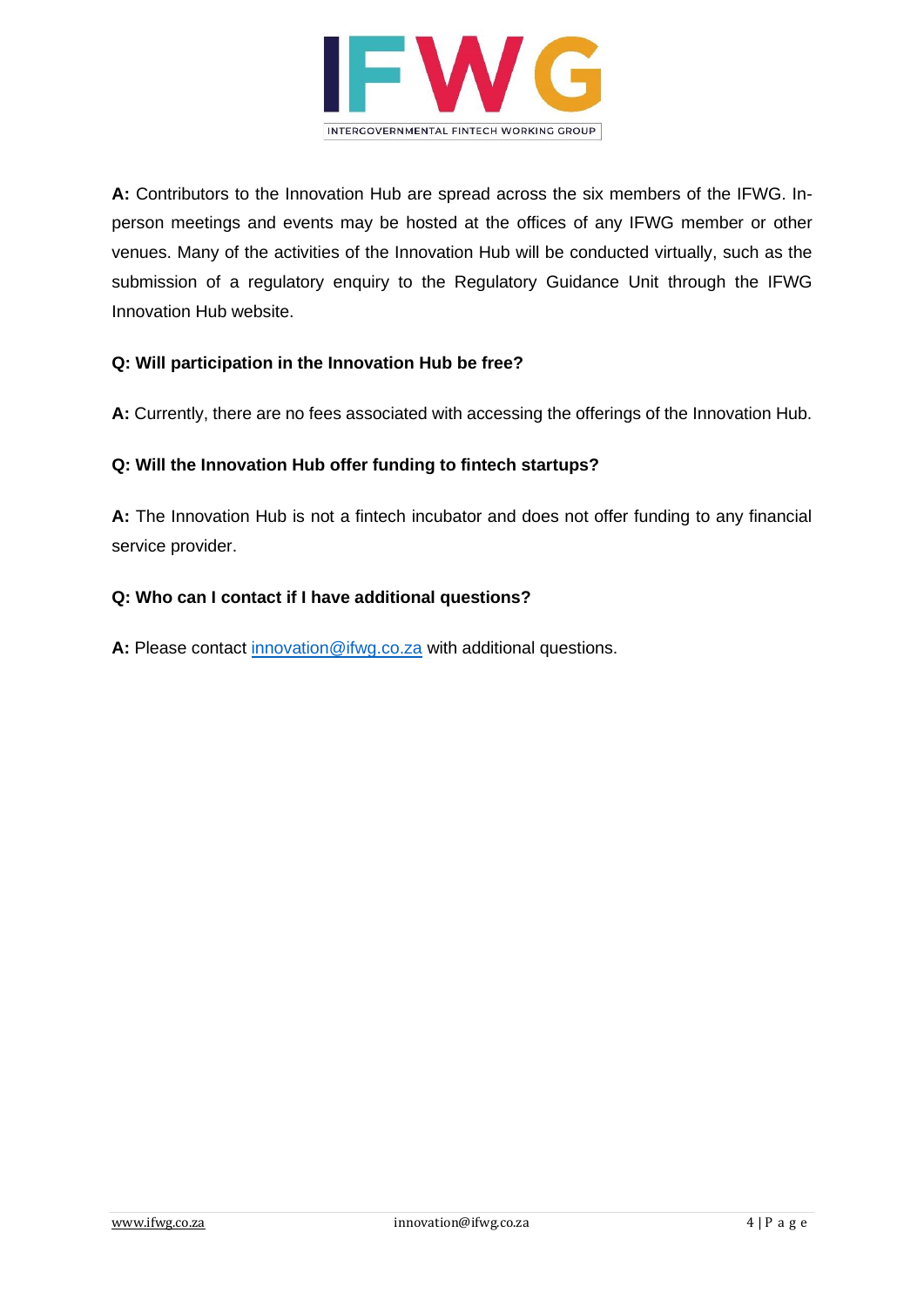**A:** Contributors to the Innovation Hub are spread across the six members of the IFWG. In-person meetings and events may be hosted at the offices of any IFWG member or other venues. Many of the activities of the Innovation Hub will be conducted virtually, such as the submission of a regulatory enquiry to the Regulatory Guidance Unit through the IFWG Innovation Hub website.

**Q: Will participation in the Innovation Hub be free?**

**A:** Currently, there are no fees associated with accessing the offerings of the Innovation Hub.

**Q: Will the Innovation Hub offer funding to fintech startups?**

**A:** The Innovation Hub is not a fintech incubator and does not offer funding to any financial service provider.

**Q: Who can I contact if I have additional questions?**

**A:** Please contact innovation@ifwg.co.za with additional questions.